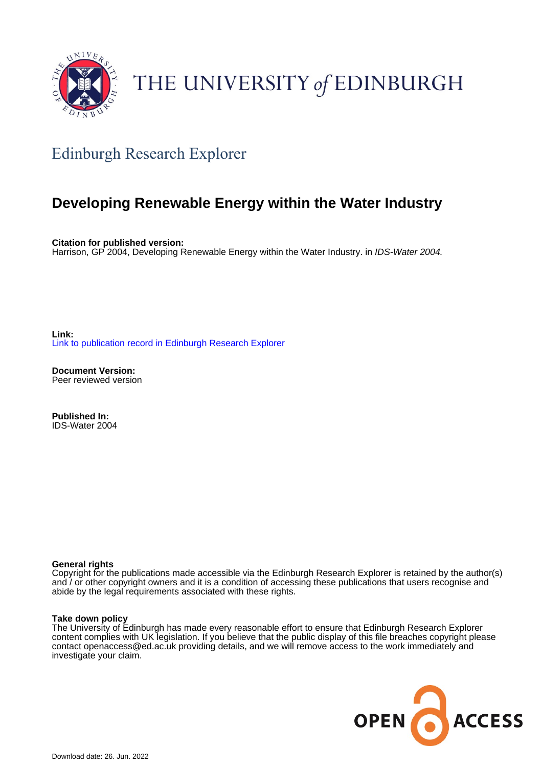THE UNIVERSITY *of* EDINBURGH

## Edinburgh Research Explorer

# Developing Renewable Energy within the Water Industry

**Citation for published version:**
Harrison, GP 2004, Developing Renewable Energy within the Water Industry. in *IDS-Water 2004.*

**Link:**
Link to publication record in Edinburgh Research Explorer

**Document Version:**
Peer reviewed version

**Published In:**
IDS-Water 2004

**General rights**
Copyright for the publications made accessible via the Edinburgh Research Explorer is retained by the author(s) and / or other copyright owners and it is a condition of accessing these publications that users recognise and abide by the legal requirements associated with these rights.

**Take down policy**
The University of Edinburgh has made every reasonable effort to ensure that Edinburgh Research Explorer content complies with UK legislation. If you believe that the public display of this file breaches copyright please contact openaccess@ed.ac.uk providing details, and we will remove access to the work immediately and investigate your claim.

OPEN ACCESS

Download date: 26. Jun. 2022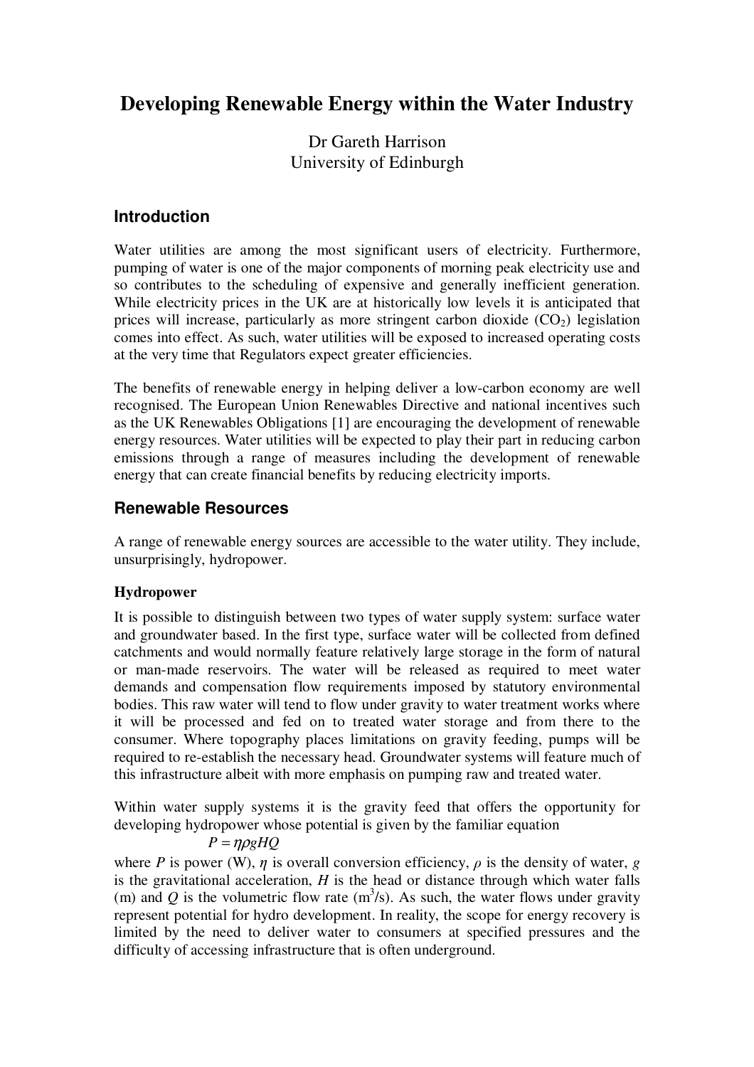# Developing Renewable Energy within the Water Industry

Dr Gareth Harrison
University of Edinburgh

## Introduction

Water utilities are among the most significant users of electricity. Furthermore, pumping of water is one of the major components of morning peak electricity use and so contributes to the scheduling of expensive and generally inefficient generation. While electricity prices in the UK are at historically low levels it is anticipated that prices will increase, particularly as more stringent carbon dioxide ($CO_2$) legislation comes into effect. As such, water utilities will be exposed to increased operating costs at the very time that Regulators expect greater efficiencies.

The benefits of renewable energy in helping deliver a low-carbon economy are well recognised. The European Union Renewables Directive and national incentives such as the UK Renewables Obligations [1] are encouraging the development of renewable energy resources. Water utilities will be expected to play their part in reducing carbon emissions through a range of measures including the development of renewable energy that can create financial benefits by reducing electricity imports.

## Renewable Resources

A range of renewable energy sources are accessible to the water utility. They include, unsurprisingly, hydropower.

### Hydropower

It is possible to distinguish between two types of water supply system: surface water and groundwater based. In the first type, surface water will be collected from defined catchments and would normally feature relatively large storage in the form of natural or man-made reservoirs. The water will be released as required to meet water demands and compensation flow requirements imposed by statutory environmental bodies. This raw water will tend to flow under gravity to water treatment works where it will be processed and fed on to treated water storage and from there to the consumer. Where topography places limitations on gravity feeding, pumps will be required to re-establish the necessary head. Groundwater systems will feature much of this infrastructure albeit with more emphasis on pumping raw and treated water.

Within water supply systems it is the gravity feed that offers the opportunity for developing hydropower whose potential is given by the familiar equation

$$P = \eta \rho g H Q$$

where $P$ is power (W), $\eta$ is overall conversion efficiency, $\rho$ is the density of water, $g$ is the gravitational acceleration, $H$ is the head or distance through which water falls (m) and $Q$ is the volumetric flow rate ($m^3$/s). As such, the water flows under gravity represent potential for hydro development. In reality, the scope for energy recovery is limited by the need to deliver water to consumers at specified pressures and the difficulty of accessing infrastructure that is often underground.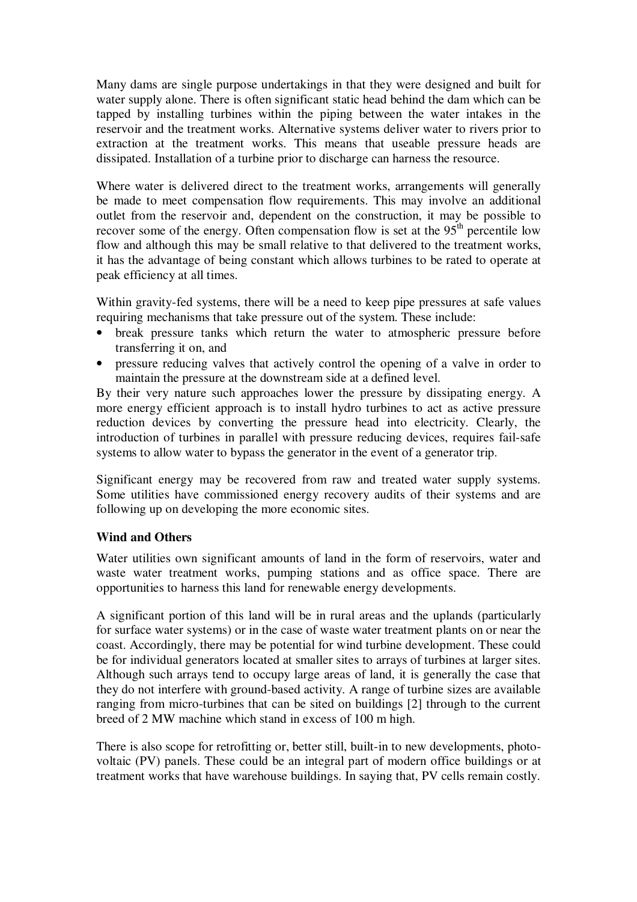Many dams are single purpose undertakings in that they were designed and built for water supply alone. There is often significant static head behind the dam which can be tapped by installing turbines within the piping between the water intakes in the reservoir and the treatment works. Alternative systems deliver water to rivers prior to extraction at the treatment works. This means that useable pressure heads are dissipated. Installation of a turbine prior to discharge can harness the resource.

Where water is delivered direct to the treatment works, arrangements will generally be made to meet compensation flow requirements. This may involve an additional outlet from the reservoir and, dependent on the construction, it may be possible to recover some of the energy. Often compensation flow is set at the 95$^{th}$ percentile low flow and although this may be small relative to that delivered to the treatment works, it has the advantage of being constant which allows turbines to be rated to operate at peak efficiency at all times.

Within gravity-fed systems, there will be a need to keep pipe pressures at safe values requiring mechanisms that take pressure out of the system. These include:

- break pressure tanks which return the water to atmospheric pressure before transferring it on, and
- pressure reducing valves that actively control the opening of a valve in order to maintain the pressure at the downstream side at a defined level.

By their very nature such approaches lower the pressure by dissipating energy. A more energy efficient approach is to install hydro turbines to act as active pressure reduction devices by converting the pressure head into electricity. Clearly, the introduction of turbines in parallel with pressure reducing devices, requires fail-safe systems to allow water to bypass the generator in the event of a generator trip.

Significant energy may be recovered from raw and treated water supply systems. Some utilities have commissioned energy recovery audits of their systems and are following up on developing the more economic sites.

**Wind and Others**

Water utilities own significant amounts of land in the form of reservoirs, water and waste water treatment works, pumping stations and as office space. There are opportunities to harness this land for renewable energy developments.

A significant portion of this land will be in rural areas and the uplands (particularly for surface water systems) or in the case of waste water treatment plants on or near the coast. Accordingly, there may be potential for wind turbine development. These could be for individual generators located at smaller sites to arrays of turbines at larger sites. Although such arrays tend to occupy large areas of land, it is generally the case that they do not interfere with ground-based activity. A range of turbine sizes are available ranging from micro-turbines that can be sited on buildings [2] through to the current breed of 2 MW machine which stand in excess of 100 m high.

There is also scope for retrofitting or, better still, built-in to new developments, photo-voltaic (PV) panels. These could be an integral part of modern office buildings or at treatment works that have warehouse buildings. In saying that, PV cells remain costly.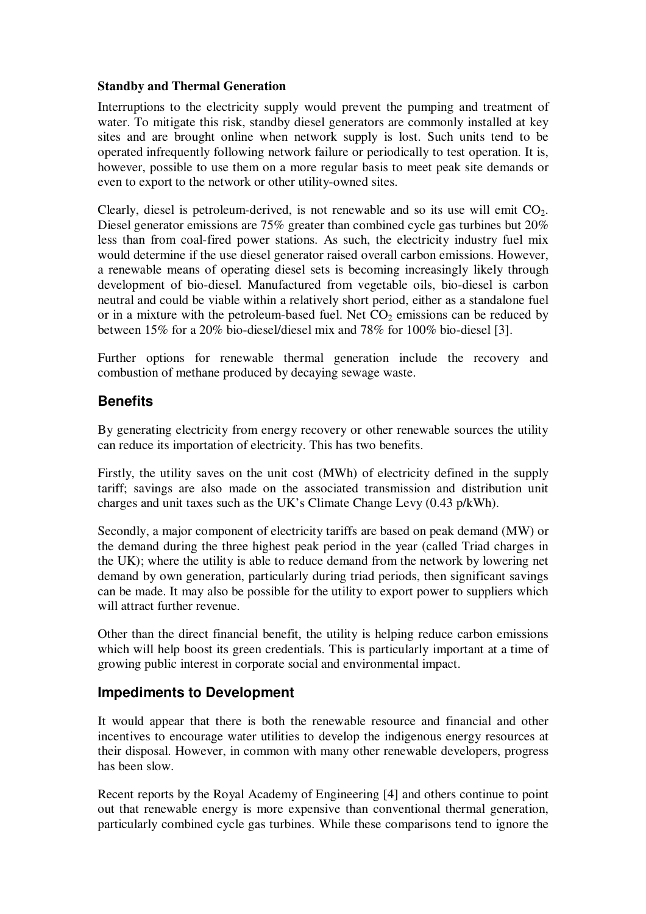**Standby and Thermal Generation**

Interruptions to the electricity supply would prevent the pumping and treatment of water. To mitigate this risk, standby diesel generators are commonly installed at key sites and are brought online when network supply is lost. Such units tend to be operated infrequently following network failure or periodically to test operation. It is, however, possible to use them on a more regular basis to meet peak site demands or even to export to the network or other utility-owned sites.

Clearly, diesel is petroleum-derived, is not renewable and so its use will emit $CO_2$. Diesel generator emissions are 75% greater than combined cycle gas turbines but 20% less than from coal-fired power stations. As such, the electricity industry fuel mix would determine if the use diesel generator raised overall carbon emissions. However, a renewable means of operating diesel sets is becoming increasingly likely through development of bio-diesel. Manufactured from vegetable oils, bio-diesel is carbon neutral and could be viable within a relatively short period, either as a standalone fuel or in a mixture with the petroleum-based fuel. Net $CO_2$ emissions can be reduced by between 15% for a 20% bio-diesel/diesel mix and 78% for 100% bio-diesel [3].

Further options for renewable thermal generation include the recovery and combustion of methane produced by decaying sewage waste.

## Benefits

By generating electricity from energy recovery or other renewable sources the utility can reduce its importation of electricity. This has two benefits.

Firstly, the utility saves on the unit cost (MWh) of electricity defined in the supply tariff; savings are also made on the associated transmission and distribution unit charges and unit taxes such as the UK's Climate Change Levy (0.43 p/kWh).

Secondly, a major component of electricity tariffs are based on peak demand (MW) or the demand during the three highest peak period in the year (called Triad charges in the UK); where the utility is able to reduce demand from the network by lowering net demand by own generation, particularly during triad periods, then significant savings can be made. It may also be possible for the utility to export power to suppliers which will attract further revenue.

Other than the direct financial benefit, the utility is helping reduce carbon emissions which will help boost its green credentials. This is particularly important at a time of growing public interest in corporate social and environmental impact.

## Impediments to Development

It would appear that there is both the renewable resource and financial and other incentives to encourage water utilities to develop the indigenous energy resources at their disposal. However, in common with many other renewable developers, progress has been slow.

Recent reports by the Royal Academy of Engineering [4] and others continue to point out that renewable energy is more expensive than conventional thermal generation, particularly combined cycle gas turbines. While these comparisons tend to ignore the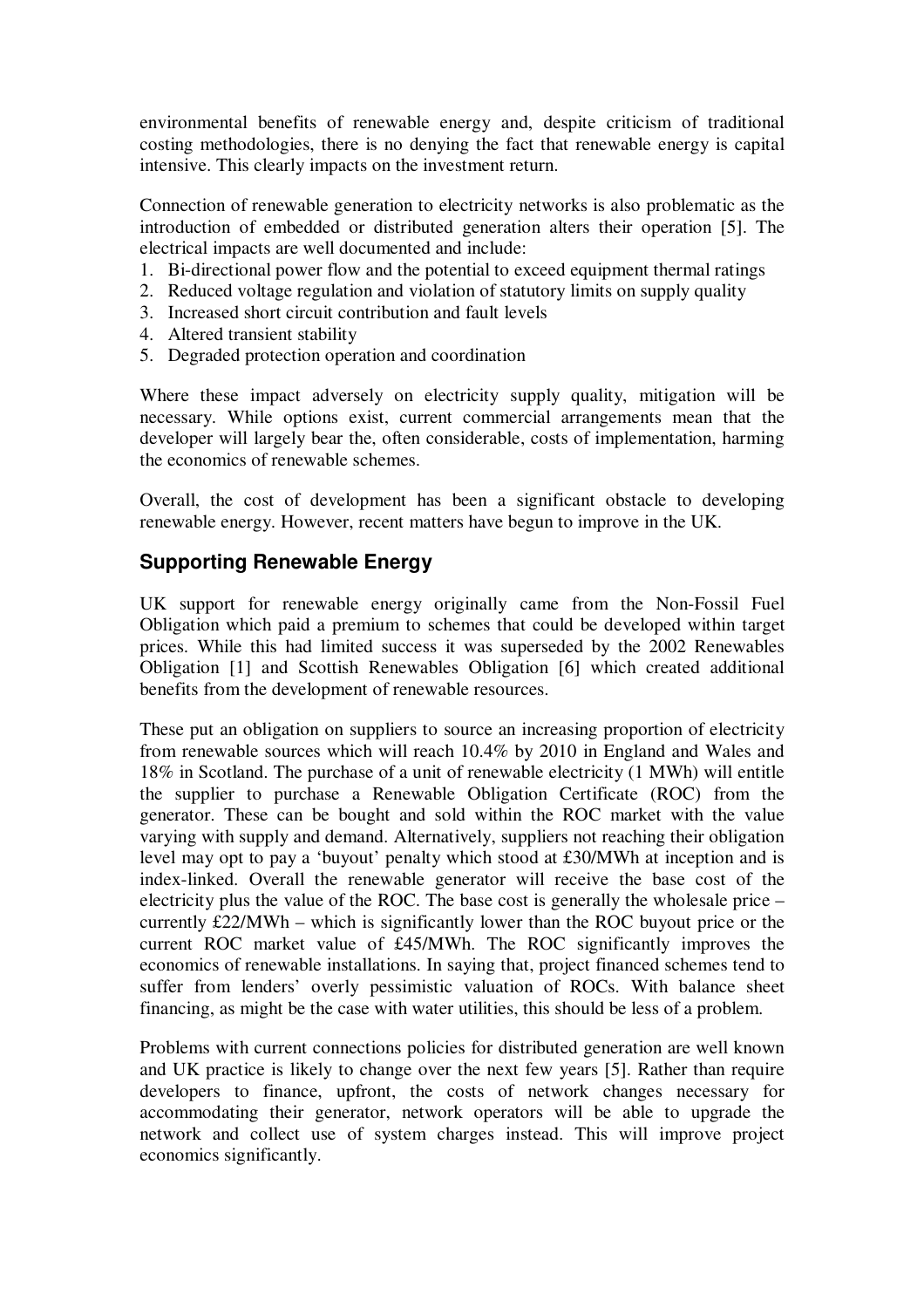environmental benefits of renewable energy and, despite criticism of traditional costing methodologies, there is no denying the fact that renewable energy is capital intensive. This clearly impacts on the investment return.

Connection of renewable generation to electricity networks is also problematic as the introduction of embedded or distributed generation alters their operation [5]. The electrical impacts are well documented and include:

1. Bi-directional power flow and the potential to exceed equipment thermal ratings
2. Reduced voltage regulation and violation of statutory limits on supply quality
3. Increased short circuit contribution and fault levels
4. Altered transient stability
5. Degraded protection operation and coordination

Where these impact adversely on electricity supply quality, mitigation will be necessary. While options exist, current commercial arrangements mean that the developer will largely bear the, often considerable, costs of implementation, harming the economics of renewable schemes.

Overall, the cost of development has been a significant obstacle to developing renewable energy. However, recent matters have begun to improve in the UK.

## Supporting Renewable Energy

UK support for renewable energy originally came from the Non-Fossil Fuel Obligation which paid a premium to schemes that could be developed within target prices. While this had limited success it was superseded by the 2002 Renewables Obligation [1] and Scottish Renewables Obligation [6] which created additional benefits from the development of renewable resources.

These put an obligation on suppliers to source an increasing proportion of electricity from renewable sources which will reach 10.4% by 2010 in England and Wales and 18% in Scotland. The purchase of a unit of renewable electricity (1 MWh) will entitle the supplier to purchase a Renewable Obligation Certificate (ROC) from the generator. These can be bought and sold within the ROC market with the value varying with supply and demand. Alternatively, suppliers not reaching their obligation level may opt to pay a 'buyout' penalty which stood at £30/MWh at inception and is index-linked. Overall the renewable generator will receive the base cost of the electricity plus the value of the ROC. The base cost is generally the wholesale price – currently £22/MWh – which is significantly lower than the ROC buyout price or the current ROC market value of £45/MWh. The ROC significantly improves the economics of renewable installations. In saying that, project financed schemes tend to suffer from lenders' overly pessimistic valuation of ROCs. With balance sheet financing, as might be the case with water utilities, this should be less of a problem.

Problems with current connections policies for distributed generation are well known and UK practice is likely to change over the next few years [5]. Rather than require developers to finance, upfront, the costs of network changes necessary for accommodating their generator, network operators will be able to upgrade the network and collect use of system charges instead. This will improve project economics significantly.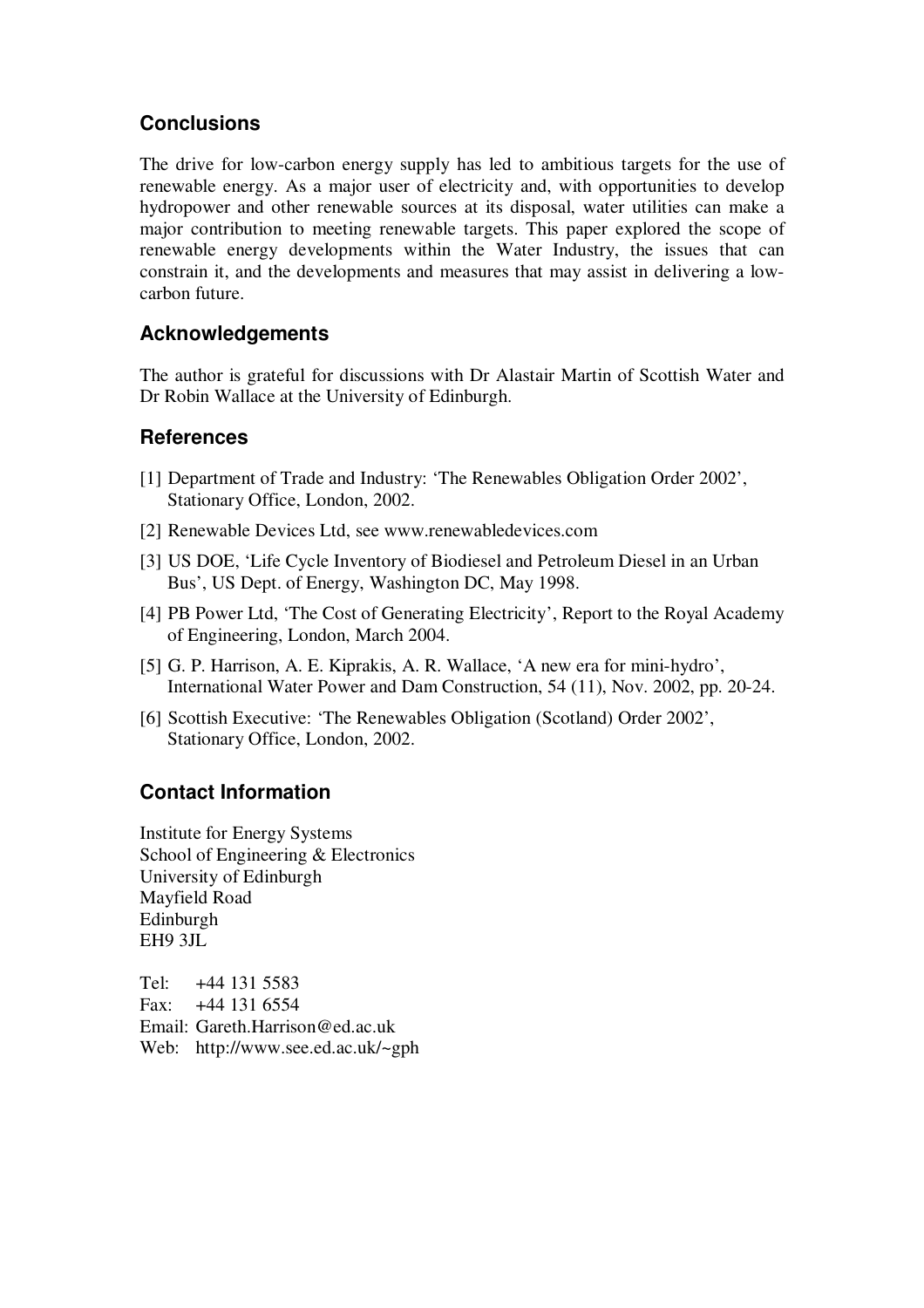## Conclusions

The drive for low-carbon energy supply has led to ambitious targets for the use of renewable energy. As a major user of electricity and, with opportunities to develop hydropower and other renewable sources at its disposal, water utilities can make a major contribution to meeting renewable targets. This paper explored the scope of renewable energy developments within the Water Industry, the issues that can constrain it, and the developments and measures that may assist in delivering a low-carbon future.

## Acknowledgements

The author is grateful for discussions with Dr Alastair Martin of Scottish Water and Dr Robin Wallace at the University of Edinburgh.

## References

[1] Department of Trade and Industry: 'The Renewables Obligation Order 2002', Stationary Office, London, 2002.

[2] Renewable Devices Ltd, see www.renewabledevices.com

[3] US DOE, 'Life Cycle Inventory of Biodiesel and Petroleum Diesel in an Urban Bus', US Dept. of Energy, Washington DC, May 1998.

[4] PB Power Ltd, 'The Cost of Generating Electricity', Report to the Royal Academy of Engineering, London, March 2004.

[5] G. P. Harrison, A. E. Kiprakis, A. R. Wallace, 'A new era for mini-hydro', International Water Power and Dam Construction, 54 (11), Nov. 2002, pp. 20-24.

[6] Scottish Executive: 'The Renewables Obligation (Scotland) Order 2002', Stationary Office, London, 2002.

## Contact Information

Institute for Energy Systems
School of Engineering & Electronics
University of Edinburgh
Mayfield Road
Edinburgh
EH9 3JL

Tel: +44 131 5583
Fax: +44 131 6554
Email: Gareth.Harrison@ed.ac.uk
Web: http://www.see.ed.ac.uk/~gph